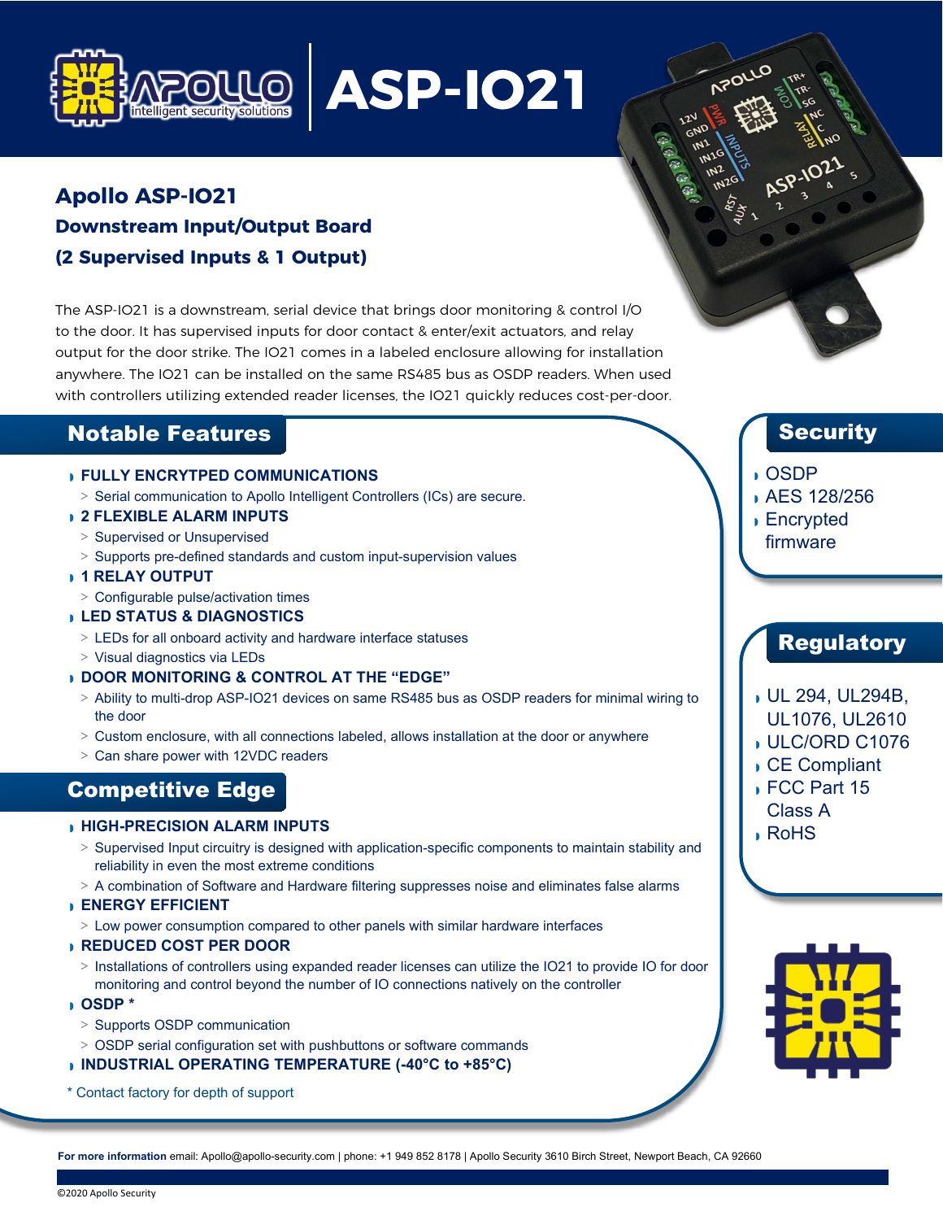# ASP-IO21

## Apollo ASP-IO21

### Downstream Input/Output Board
### (2 Supervised Inputs & 1 Output)

The ASP-IO21 is a downstream, serial device that brings door monitoring & control I/O to the door. It has supervised inputs for door contact & enter/exit actuators, and relay output for the door strike. The IO21 comes in a labeled enclosure allowing for installation anywhere. The IO21 can be installed on the same RS485 bus as OSDP readers. When used with controllers utilizing extended reader licenses, the IO21 quickly reduces cost-per-door.

## Notable Features

- **FULLY ENCRYTPED COMMUNICATIONS**
  - Serial communication to Apollo Intelligent Controllers (ICs) are secure.
- **2 FLEXIBLE ALARM INPUTS**
  - Supervised or Unsupervised
  - Supports pre-defined standards and custom input-supervision values
- **1 RELAY OUTPUT**
  - Configurable pulse/activation times
- **LED STATUS & DIAGNOSTICS**
  - LEDs for all onboard activity and hardware interface statuses
  - Visual diagnostics via LEDs
- **DOOR MONITORING & CONTROL AT THE "EDGE"**
  - Ability to multi-drop ASP-IO21 devices on same RS485 bus as OSDP readers for minimal wiring to the door
  - Custom enclosure, with all connections labeled, allows installation at the door or anywhere
  - Can share power with 12VDC readers

## Competitive Edge

- **HIGH-PRECISION ALARM INPUTS**
  - Supervised Input circuitry is designed with application-specific components to maintain stability and reliability in even the most extreme conditions
  - A combination of Software and Hardware filtering suppresses noise and eliminates false alarms
- **ENERGY EFFICIENT**
  - Low power consumption compared to other panels with similar hardware interfaces
- **REDUCED COST PER DOOR**
  - Installations of controllers using expanded reader licenses can utilize the IO21 to provide IO for door monitoring and control beyond the number of IO connections natively on the controller
- **OSDP ***
  - Supports OSDP communication
  - OSDP serial configuration set with pushbuttons or software commands
- **INDUSTRIAL OPERATING TEMPERATURE (-40°C to +85°C)**

* Contact factory for depth of support

## Security

- OSDP
- AES 128/256
- Encrypted firmware

## Regulatory

- UL 294, UL294B, UL1076, UL2610
- ULC/ORD C1076
- CE Compliant
- FCC Part 15 Class A
- RoHS

**For more information** email: Apollo@apollo-security.com | phone: +1 949 852 8178 | Apollo Security 3610 Birch Street, Newport Beach, CA 92660

©2020 Apollo Security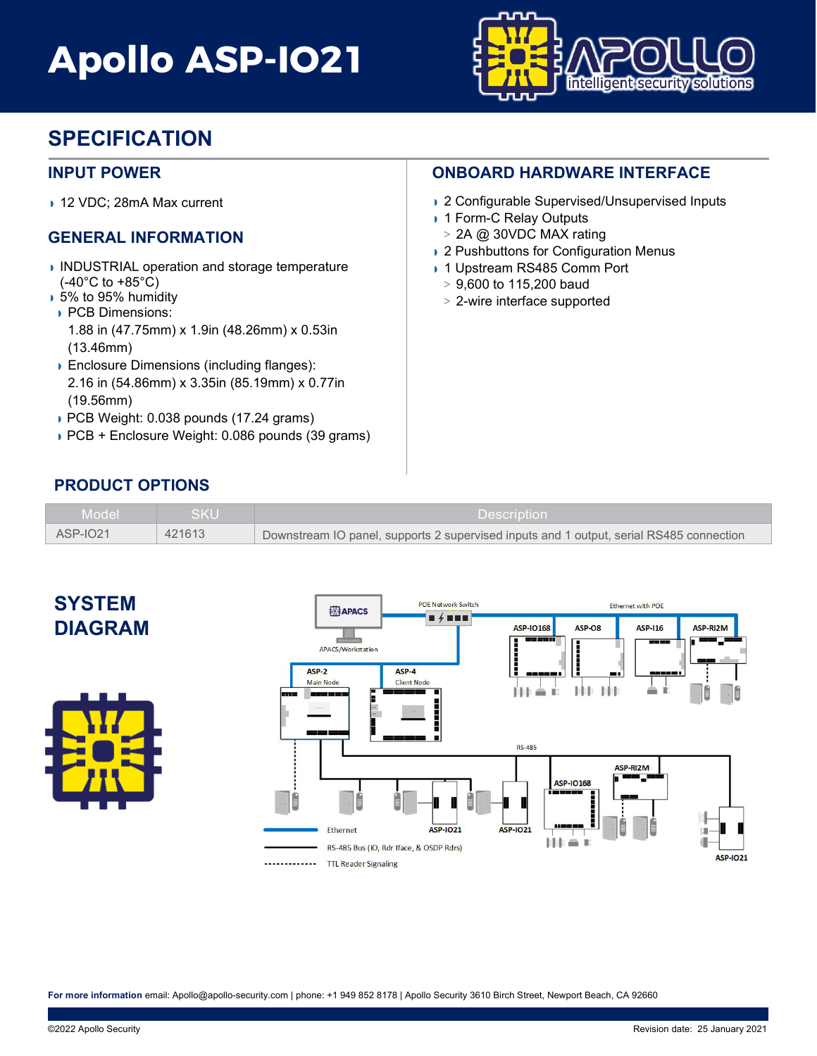# Apollo ASP-IO21

## SPECIFICATION

### INPUT POWER

- 12 VDC; 28mA Max current

### GENERAL INFORMATION

- INDUSTRIAL operation and storage temperature (-40°C to +85°C)
- 5% to 95% humidity
- PCB Dimensions:
  1.88 in (47.75mm) x 1.9in (48.26mm) x 0.53in (13.46mm)
- Enclosure Dimensions (including flanges):
  2.16 in (54.86mm) x 3.35in (85.19mm) x 0.77in (19.56mm)
- PCB Weight: 0.038 pounds (17.24 grams)
- PCB + Enclosure Weight: 0.086 pounds (39 grams)

### ONBOARD HARDWARE INTERFACE

- 2 Configurable Supervised/Unsupervised Inputs
- 1 Form-C Relay Outputs
  - 2A @ 30VDC MAX rating
- 2 Pushbuttons for Configuration Menus
- 1 Upstream RS485 Comm Port
  - 9,600 to 115,200 baud
  - 2-wire interface supported

### PRODUCT OPTIONS

| Model | SKU | Description |
| --- | --- | --- |
| ASP-IO21 | 421613 | Downstream IO panel, supports 2 supervised inputs and 1 output, serial RS485 connection |

### SYSTEM DIAGRAM

APACS
APACS/Workstation
POE Network Switch
Ethernet with POE
ASP-IO168
ASP-O8
ASP-I16
ASP-RI2M
ASP-2
Main Node
ASP-4
Client Node
RS-485
ASP-RI2M
ASP-IO168
ASP-IO21
ASP-IO21
ASP-IO21
Ethernet
RS-485 Bus (IO, Rdr Iface, & OSDP Rdrs)
TTL Reader Signaling

**For more information** email: Apollo@apollo-security.com | phone: +1 949 852 8178 | Apollo Security 3610 Birch Street, Newport Beach, CA 92660

©2022 Apollo Security

Revision date: 25 January 2021